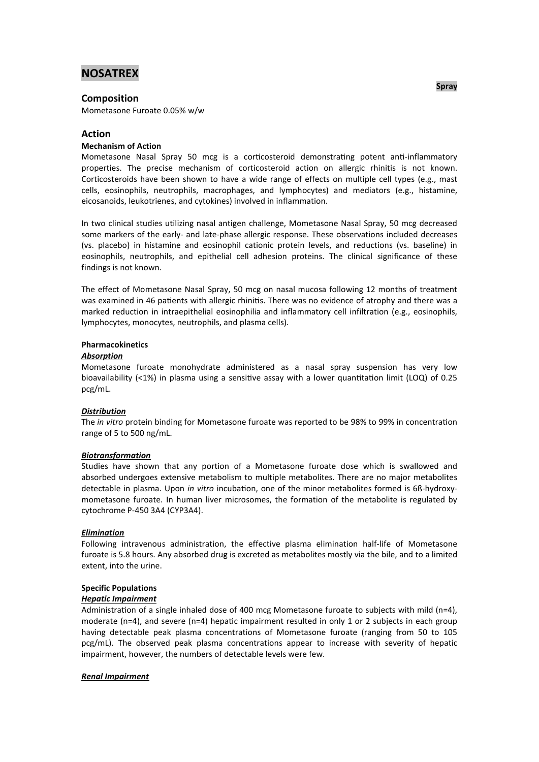# NOSATREX

**Spray**

## Composition

Mometasone Furoate 0.05% w/w

## Action

### Mechanism of Action

Mometasone Nasal Spray 50 mcg is a corticosteroid demonstrating potent anti-inflammatory properties. The precise mechanism of corticosteroid action on allergic rhinitis is not known. Corticosteroids have been shown to have a wide range of effects on multiple cell types (e.g., mast cells, eosinophils, neutrophils, macrophages, and lymphocytes) and mediators (e.g., histamine, eicosanoids, leukotrienes, and cytokines) involved in inflammation.

In two clinical studies utilizing nasal antigen challenge, Mometasone Nasal Spray, 50 mcg decreased some markers of the early- and late-phase allergic response. These observations included decreases (vs. placebo) in histamine and eosinophil cationic protein levels, and reductions (vs. baseline) in eosinophils, neutrophils, and epithelial cell adhesion proteins. The clinical significance of these findings is not known.

The effect of Mometasone Nasal Spray, 50 mcg on nasal mucosa following 12 months of treatment was examined in 46 patients with allergic rhinitis. There was no evidence of atrophy and there was a marked reduction in intraepithelial eosinophilia and inflammatory cell infiltration (e.g., eosinophils, lymphocytes, monocytes, neutrophils, and plasma cells).

### Pharmacokinetics

***Absorption***

Mometasone furoate monohydrate administered as a nasal spray suspension has very low bioavailability (<1%) in plasma using a sensitive assay with a lower quantitation limit (LOQ) of 0.25 pcg/mL.

***Distribution***

The *in vitro* protein binding for Mometasone furoate was reported to be 98% to 99% in concentration range of 5 to 500 ng/mL.

***Biotransformation***

Studies have shown that any portion of a Mometasone furoate dose which is swallowed and absorbed undergoes extensive metabolism to multiple metabolites. There are no major metabolites detectable in plasma. Upon *in vitro* incubation, one of the minor metabolites formed is 6ß-hydroxy-mometasone furoate. In human liver microsomes, the formation of the metabolite is regulated by cytochrome P-450 3A4 (CYP3A4).

***Elimination***

Following intravenous administration, the effective plasma elimination half-life of Mometasone furoate is 5.8 hours. Any absorbed drug is excreted as metabolites mostly via the bile, and to a limited extent, into the urine.

### Specific Populations

***Hepatic Impairment***

Administration of a single inhaled dose of 400 mcg Mometasone furoate to subjects with mild (n=4), moderate (n=4), and severe (n=4) hepatic impairment resulted in only 1 or 2 subjects in each group having detectable peak plasma concentrations of Mometasone furoate (ranging from 50 to 105 pcg/mL). The observed peak plasma concentrations appear to increase with severity of hepatic impairment, however, the numbers of detectable levels were few.

***Renal Impairment***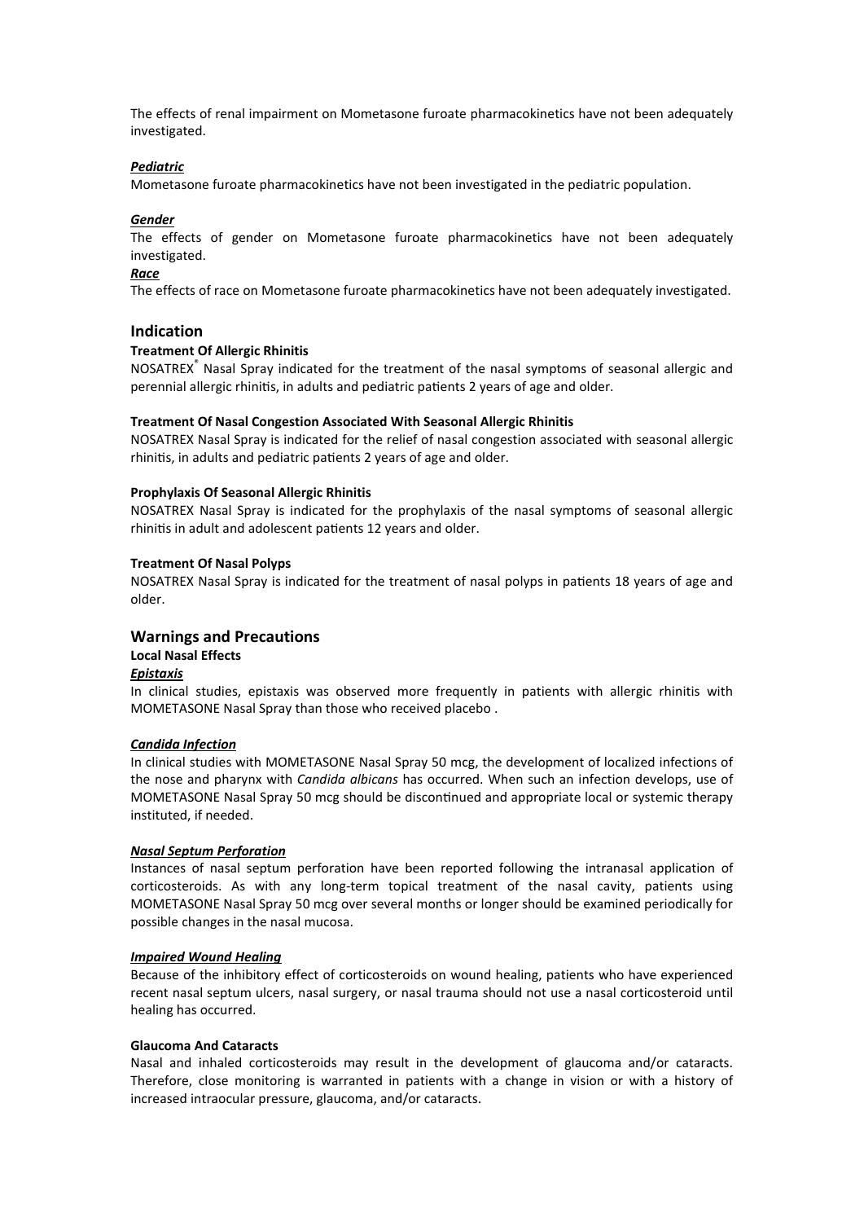The effects of renal impairment on Mometasone furoate pharmacokinetics have not been adequately investigated.

***Pediatric***

Mometasone furoate pharmacokinetics have not been investigated in the pediatric population.

***Gender***

The effects of gender on Mometasone furoate pharmacokinetics have not been adequately investigated.

***Race***

The effects of race on Mometasone furoate pharmacokinetics have not been adequately investigated.

## Indication

**Treatment Of Allergic Rhinitis**

NOSATREX® Nasal Spray indicated for the treatment of the nasal symptoms of seasonal allergic and perennial allergic rhinitis, in adults and pediatric patients 2 years of age and older.

**Treatment Of Nasal Congestion Associated With Seasonal Allergic Rhinitis**

NOSATREX Nasal Spray is indicated for the relief of nasal congestion associated with seasonal allergic rhinitis, in adults and pediatric patients 2 years of age and older.

**Prophylaxis Of Seasonal Allergic Rhinitis**

NOSATREX Nasal Spray is indicated for the prophylaxis of the nasal symptoms of seasonal allergic rhinitis in adult and adolescent patients 12 years and older.

**Treatment Of Nasal Polyps**

NOSATREX Nasal Spray is indicated for the treatment of nasal polyps in patients 18 years of age and older.

## Warnings and Precautions

**Local Nasal Effects**

***Epistaxis***

In clinical studies, epistaxis was observed more frequently in patients with allergic rhinitis with MOMETASONE Nasal Spray than those who received placebo .

***Candida Infection***

In clinical studies with MOMETASONE Nasal Spray 50 mcg, the development of localized infections of the nose and pharynx with *Candida albicans* has occurred. When such an infection develops, use of MOMETASONE Nasal Spray 50 mcg should be discontinued and appropriate local or systemic therapy instituted, if needed.

***Nasal Septum Perforation***

Instances of nasal septum perforation have been reported following the intranasal application of corticosteroids. As with any long-term topical treatment of the nasal cavity, patients using MOMETASONE Nasal Spray 50 mcg over several months or longer should be examined periodically for possible changes in the nasal mucosa.

***Impaired Wound Healing***

Because of the inhibitory effect of corticosteroids on wound healing, patients who have experienced recent nasal septum ulcers, nasal surgery, or nasal trauma should not use a nasal corticosteroid until healing has occurred.

**Glaucoma And Cataracts**

Nasal and inhaled corticosteroids may result in the development of glaucoma and/or cataracts. Therefore, close monitoring is warranted in patients with a change in vision or with a history of increased intraocular pressure, glaucoma, and/or cataracts.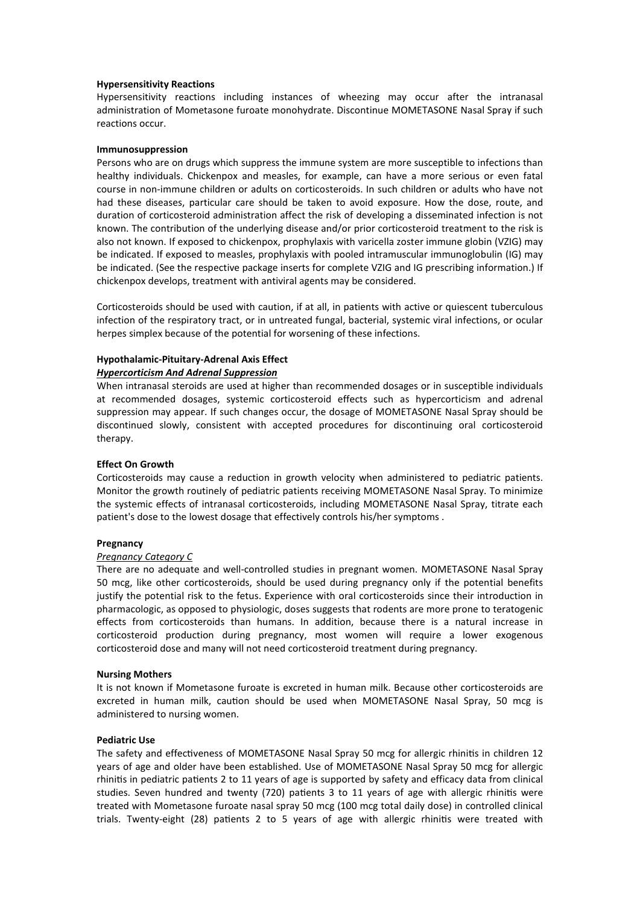**Hypersensitivity Reactions**

Hypersensitivity reactions including instances of wheezing may occur after the intranasal administration of Mometasone furoate monohydrate. Discontinue MOMETASONE Nasal Spray if such reactions occur.

**Immunosuppression**

Persons who are on drugs which suppress the immune system are more susceptible to infections than healthy individuals. Chickenpox and measles, for example, can have a more serious or even fatal course in non-immune children or adults on corticosteroids. In such children or adults who have not had these diseases, particular care should be taken to avoid exposure. How the dose, route, and duration of corticosteroid administration affect the risk of developing a disseminated infection is not known. The contribution of the underlying disease and/or prior corticosteroid treatment to the risk is also not known. If exposed to chickenpox, prophylaxis with varicella zoster immune globin (VZIG) may be indicated. If exposed to measles, prophylaxis with pooled intramuscular immunoglobulin (IG) may be indicated. (See the respective package inserts for complete VZIG and IG prescribing information.) If chickenpox develops, treatment with antiviral agents may be considered.

Corticosteroids should be used with caution, if at all, in patients with active or quiescent tuberculous infection of the respiratory tract, or in untreated fungal, bacterial, systemic viral infections, or ocular herpes simplex because of the potential for worsening of these infections.

**Hypothalamic-Pituitary-Adrenal Axis Effect**

***Hypercorticism And Adrenal Suppression***

When intranasal steroids are used at higher than recommended dosages or in susceptible individuals at recommended dosages, systemic corticosteroid effects such as hypercorticism and adrenal suppression may appear. If such changes occur, the dosage of MOMETASONE Nasal Spray should be discontinued slowly, consistent with accepted procedures for discontinuing oral corticosteroid therapy.

**Effect On Growth**

Corticosteroids may cause a reduction in growth velocity when administered to pediatric patients. Monitor the growth routinely of pediatric patients receiving MOMETASONE Nasal Spray. To minimize the systemic effects of intranasal corticosteroids, including MOMETASONE Nasal Spray, titrate each patient's dose to the lowest dosage that effectively controls his/her symptoms .

**Pregnancy**

*Pregnancy Category C*

There are no adequate and well-controlled studies in pregnant women. MOMETASONE Nasal Spray 50 mcg, like other corticosteroids, should be used during pregnancy only if the potential benefits justify the potential risk to the fetus. Experience with oral corticosteroids since their introduction in pharmacologic, as opposed to physiologic, doses suggests that rodents are more prone to teratogenic effects from corticosteroids than humans. In addition, because there is a natural increase in corticosteroid production during pregnancy, most women will require a lower exogenous corticosteroid dose and many will not need corticosteroid treatment during pregnancy.

**Nursing Mothers**

It is not known if Mometasone furoate is excreted in human milk. Because other corticosteroids are excreted in human milk, caution should be used when MOMETASONE Nasal Spray, 50 mcg is administered to nursing women.

**Pediatric Use**

The safety and effectiveness of MOMETASONE Nasal Spray 50 mcg for allergic rhinitis in children 12 years of age and older have been established. Use of MOMETASONE Nasal Spray 50 mcg for allergic rhinitis in pediatric patients 2 to 11 years of age is supported by safety and efficacy data from clinical studies. Seven hundred and twenty (720) patients 3 to 11 years of age with allergic rhinitis were treated with Mometasone furoate nasal spray 50 mcg (100 mcg total daily dose) in controlled clinical trials. Twenty-eight (28) patients 2 to 5 years of age with allergic rhinitis were treated with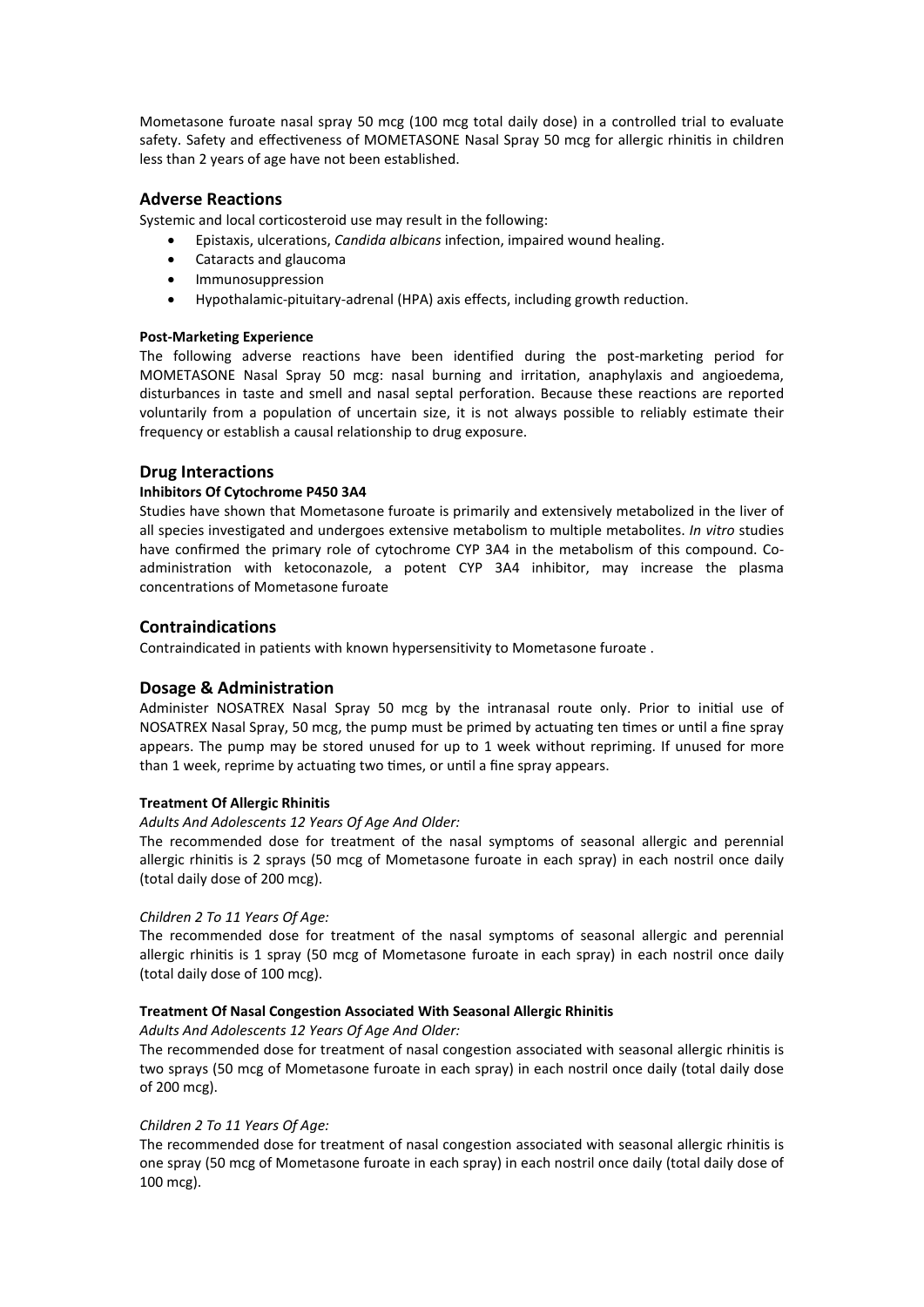Mometasone furoate nasal spray 50 mcg (100 mcg total daily dose) in a controlled trial to evaluate safety. Safety and effectiveness of MOMETASONE Nasal Spray 50 mcg for allergic rhinitis in children less than 2 years of age have not been established.

## Adverse Reactions

Systemic and local corticosteroid use may result in the following:

- Epistaxis, ulcerations, *Candida albicans* infection, impaired wound healing.
- Cataracts and glaucoma
- Immunosuppression
- Hypothalamic-pituitary-adrenal (HPA) axis effects, including growth reduction.

### Post-Marketing Experience

The following adverse reactions have been identified during the post-marketing period for MOMETASONE Nasal Spray 50 mcg: nasal burning and irritation, anaphylaxis and angioedema, disturbances in taste and smell and nasal septal perforation. Because these reactions are reported voluntarily from a population of uncertain size, it is not always possible to reliably estimate their frequency or establish a causal relationship to drug exposure.

## Drug Interactions

### Inhibitors Of Cytochrome P450 3A4

Studies have shown that Mometasone furoate is primarily and extensively metabolized in the liver of all species investigated and undergoes extensive metabolism to multiple metabolites. *In vitro* studies have confirmed the primary role of cytochrome CYP 3A4 in the metabolism of this compound. Co-administration with ketoconazole, a potent CYP 3A4 inhibitor, may increase the plasma concentrations of Mometasone furoate

## Contraindications

Contraindicated in patients with known hypersensitivity to Mometasone furoate .

## Dosage & Administration

Administer NOSATREX Nasal Spray 50 mcg by the intranasal route only. Prior to initial use of NOSATREX Nasal Spray, 50 mcg, the pump must be primed by actuating ten times or until a fine spray appears. The pump may be stored unused for up to 1 week without repriming. If unused for more than 1 week, reprime by actuating two times, or until a fine spray appears.

### Treatment Of Allergic Rhinitis

*Adults And Adolescents 12 Years Of Age And Older:*

The recommended dose for treatment of the nasal symptoms of seasonal allergic and perennial allergic rhinitis is 2 sprays (50 mcg of Mometasone furoate in each spray) in each nostril once daily (total daily dose of 200 mcg).

*Children 2 To 11 Years Of Age:*

The recommended dose for treatment of the nasal symptoms of seasonal allergic and perennial allergic rhinitis is 1 spray (50 mcg of Mometasone furoate in each spray) in each nostril once daily (total daily dose of 100 mcg).

### Treatment Of Nasal Congestion Associated With Seasonal Allergic Rhinitis

*Adults And Adolescents 12 Years Of Age And Older:*

The recommended dose for treatment of nasal congestion associated with seasonal allergic rhinitis is two sprays (50 mcg of Mometasone furoate in each spray) in each nostril once daily (total daily dose of 200 mcg).

*Children 2 To 11 Years Of Age:*

The recommended dose for treatment of nasal congestion associated with seasonal allergic rhinitis is one spray (50 mcg of Mometasone furoate in each spray) in each nostril once daily (total daily dose of 100 mcg).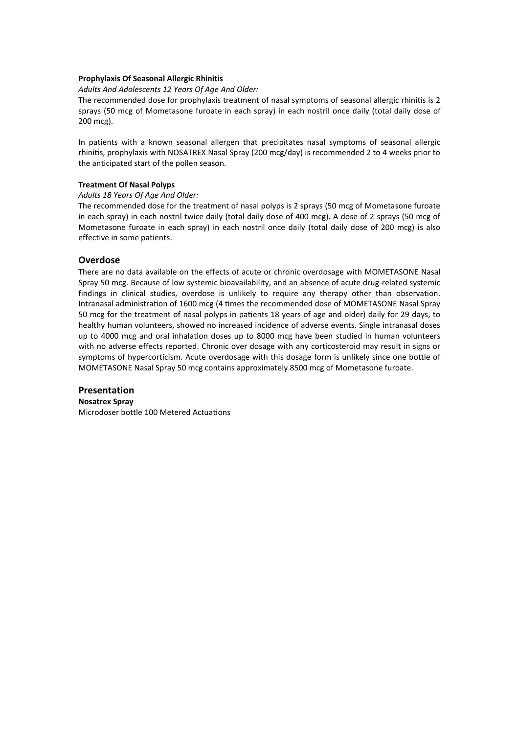**Prophylaxis Of Seasonal Allergic Rhinitis**

*Adults And Adolescents 12 Years Of Age And Older:*

The recommended dose for prophylaxis treatment of nasal symptoms of seasonal allergic rhinitis is 2 sprays (50 mcg of Mometasone furoate in each spray) in each nostril once daily (total daily dose of 200 mcg).

In patients with a known seasonal allergen that precipitates nasal symptoms of seasonal allergic rhinitis, prophylaxis with NOSATREX Nasal Spray (200 mcg/day) is recommended 2 to 4 weeks prior to the anticipated start of the pollen season.

**Treatment Of Nasal Polyps**

*Adults 18 Years Of Age And Older:*

The recommended dose for the treatment of nasal polyps is 2 sprays (50 mcg of Mometasone furoate in each spray) in each nostril twice daily (total daily dose of 400 mcg). A dose of 2 sprays (50 mcg of Mometasone furoate in each spray) in each nostril once daily (total daily dose of 200 mcg) is also effective in some patients.

## Overdose

There are no data available on the effects of acute or chronic overdosage with MOMETASONE Nasal Spray 50 mcg. Because of low systemic bioavailability, and an absence of acute drug-related systemic findings in clinical studies, overdose is unlikely to require any therapy other than observation. Intranasal administration of 1600 mcg (4 times the recommended dose of MOMETASONE Nasal Spray 50 mcg for the treatment of nasal polyps in patients 18 years of age and older) daily for 29 days, to healthy human volunteers, showed no increased incidence of adverse events. Single intranasal doses up to 4000 mcg and oral inhalation doses up to 8000 mcg have been studied in human volunteers with no adverse effects reported. Chronic over dosage with any corticosteroid may result in signs or symptoms of hypercorticism. Acute overdosage with this dosage form is unlikely since one bottle of MOMETASONE Nasal Spray 50 mcg contains approximately 8500 mcg of Mometasone furoate.

## Presentation

**Nosatrex Spray**

Microdoser bottle 100 Metered Actuations